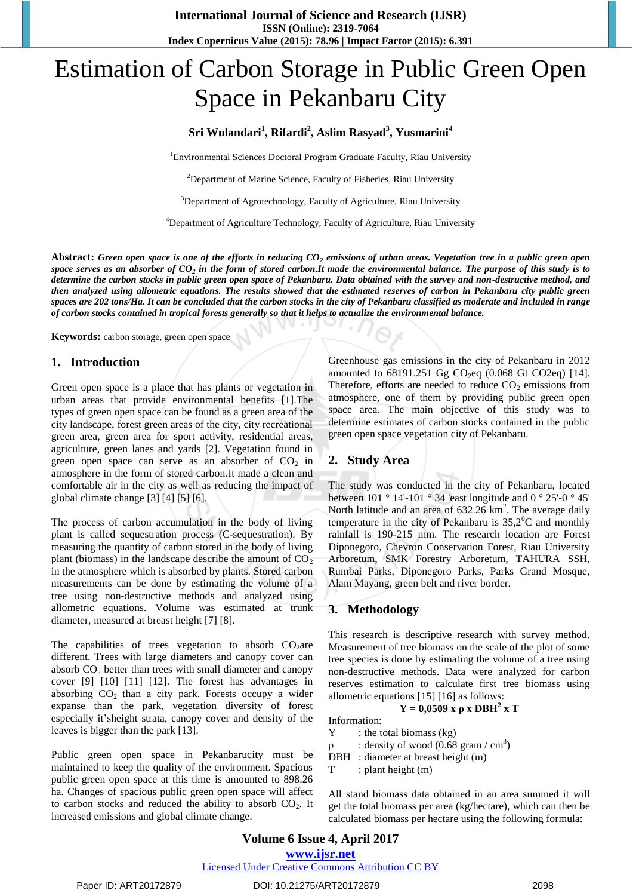# Estimation of Carbon Storage in Public Green Open Space in Pekanbaru City

**Sri Wulandari[1], Rifardi[2], Aslim Rasyad[3], Yusmarini[4]**

[1]Environmental Sciences Doctoral Program Graduate Faculty, Riau University

[2]Department of Marine Science, Faculty of Fisheries, Riau University

[3]Department of Agrotechnology, Faculty of Agriculture, Riau University

[4]Department of Agriculture Technology, Faculty of Agriculture, Riau University

**Abstract:** ***Green open space is one of the efforts in reducing $CO_2$ emissions of urban areas. Vegetation tree in a public green open space serves as an absorber of $CO_2$ in the form of stored carbon.It made the environmental balance. The purpose of this study is to determine the carbon stocks in public green open space of Pekanbaru. Data obtained with the survey and non-destructive method, and then analyzed using allometric equations. The results showed that the estimated reserves of carbon in Pekanbaru city public green spaces are 202 tons/Ha. It can be concluded that the carbon stocks in the city of Pekanbaru classified as moderate and included in range of carbon stocks contained in tropical forests generally so that it helps to actualize the environmental balance.***

**Keywords:** carbon storage, green open space

## 1. Introduction

Green open space is a place that has plants or vegetation in urban areas that provide environmental benefits [1].The types of green open space can be found as a green area of the city landscape, forest green areas of the city, city recreational green area, green area for sport activity, residential areas, agriculture, green lanes and yards [2]. Vegetation found in green open space can serve as an absorber of $CO_2$ in atmosphere in the form of stored carbon.It made a clean and comfortable air in the city as well as reducing the impact of global climate change [3] [4] [5] [6].

The process of carbon accumulation in the body of living plant is called sequestration process (C-sequestration). By measuring the quantity of carbon stored in the body of living plant (biomass) in the landscape describe the amount of $CO_2$ in the atmosphere which is absorbed by plants. Stored carbon measurements can be done by estimating the volume of a tree using non-destructive methods and analyzed using allometric equations. Volume was estimated at trunk diameter, measured at breast height [7] [8].

The capabilities of trees vegetation to absorb $CO_2$are different. Trees with large diameters and canopy cover can absorb $CO_2$ better than trees with small diameter and canopy cover [9] [10] [11] [12]. The forest has advantages in absorbing $CO_2$ than a city park. Forests occupy a wider expanse than the park, vegetation diversity of forest especially it'sheight strata, canopy cover and density of the leaves is bigger than the park [13].

Public green open space in Pekanbarucity must be maintained to keep the quality of the environment. Spacious public green open space at this time is amounted to 898.26 ha. Changes of spacious public green open space will affect to carbon stocks and reduced the ability to absorb $CO_2$. It increased emissions and global climate change.

Greenhouse gas emissions in the city of Pekanbaru in 2012 amounted to 68191.251 Gg $CO_2$eq (0.068 Gt CO2eq) [14]. Therefore, efforts are needed to reduce $CO_2$ emissions from atmosphere, one of them by providing public green open space area. The main objective of this study was to determine estimates of carbon stocks contained in the public green open space vegetation city of Pekanbaru.

## 2. Study Area

The study was conducted in the city of Pekanbaru, located between 101 ° 14'-101 ° 34 'east longitude and 0 ° 25'-0 ° 45' North latitude and an area of 632.26 km$^2$. The average daily temperature in the city of Pekanbaru is 35,2$^0$C and monthly rainfall is 190-215 mm. The research location are Forest Diponegoro, Chevron Conservation Forest, Riau University Arboretum, SMK Forestry Arboretum, TAHURA SSH, Rumbai Parks, Diponegoro Parks, Parks Grand Mosque, Alam Mayang, green belt and river border.

## 3. Methodology

This research is descriptive research with survey method. Measurement of tree biomass on the scale of the plot of some tree species is done by estimating the volume of a tree using non-destructive methods. Data were analyzed for carbon reserves estimation to calculate first tree biomass using allometric equations [15] [16] as follows:

$$Y = 0{,}0509 \times \rho \times DBH^2 \times T$$

Information:

Y : the total biomass (kg)

ρ : density of wood (0.68 gram / cm$^3$)

DBH : diameter at breast height (m)

T : plant height (m)

All stand biomass data obtained in an area summed it will get the total biomass per area (kg/hectare), which can then be calculated biomass per hectare using the following formula: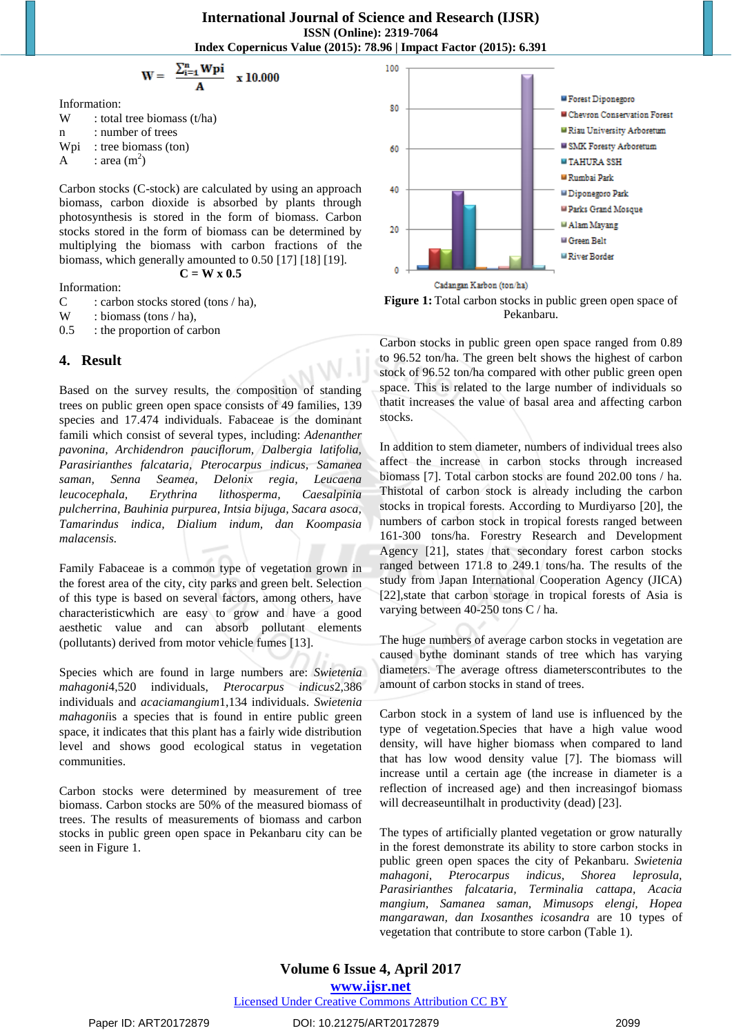$$W = \frac{\sum_{i=1}^{n} Wpi}{A} \times 10.000$$

Information:
W : total tree biomass (t/ha)
n : number of trees
Wpi : tree biomass (ton)
A : area ($m^2$)

Carbon stocks (C-stock) are calculated by using an approach biomass, carbon dioxide is absorbed by plants through photosynthesis is stored in the form of biomass. Carbon stocks stored in the form of biomass can be determined by multiplying the biomass with carbon fractions of the biomass, which generally amounted to 0.50 [17] [18] [19].

$$C = W \times 0.5$$

Information:
C : carbon stocks stored (tons / ha),
W : biomass (tons / ha),
0.5 : the proportion of carbon

## 4. Result

Based on the survey results, the composition of standing trees on public green open space consists of 49 families, 139 species and 17.474 individuals. Fabaceae is the dominant famili which consist of several types, including: *Adenanther pavonina, Archidendron pauciflorum, Dalbergia latifolia, Parasirianthes falcataria, Pterocarpus indicus, Samanea saman, Senna Seamea, Delonix regia, Leucaena leucocephala, Erythrina lithosperma, Caesalpinia pulcherrina, Bauhinia purpurea, Intsia bijuga, Sacara asoca, Tamarindus indica, Dialium indum, dan Koompasia malacensis.*

Family Fabaceae is a common type of vegetation grown in the forest area of the city, city parks and green belt. Selection of this type is based on several factors, among others, have characteristicwhich are easy to grow and have a good aesthetic value and can absorb pollutant elements (pollutants) derived from motor vehicle fumes [13].

Species which are found in large numbers are: *Swietenia mahagoni*4,520 individuals, *Pterocarpus indicus*2,386 individuals and *acaciamangium*1,134 individuals. *Swietenia mahagoni*is a species that is found in entire public green space, it indicates that this plant has a fairly wide distribution level and shows good ecological status in vegetation communities.

Carbon stocks were determined by measurement of tree biomass. Carbon stocks are 50% of the measured biomass of trees. The results of measurements of biomass and carbon stocks in public green open space in Pekanbaru city can be seen in Figure 1.

**Figure 1:** Total carbon stocks in public green open space of Pekanbaru.

Carbon stocks in public green open space ranged from 0.89 to 96.52 ton/ha. The green belt shows the highest of carbon stock of 96.52 ton/ha compared with other public green open space. This is related to the large number of individuals so thatit increases the value of basal area and affecting carbon stocks.

In addition to stem diameter, numbers of individual trees also affect the increase in carbon stocks through increased biomass [7]. Total carbon stocks are found 202.00 tons / ha. Thistotal of carbon stock is already including the carbon stocks in tropical forests. According to Murdiyarso [20], the numbers of carbon stock in tropical forests ranged between 161-300 tons/ha. Forestry Research and Development Agency [21], states that secondary forest carbon stocks ranged between 171.8 to 249.1 tons/ha. The results of the study from Japan International Cooperation Agency (JICA) [22],state that carbon storage in tropical forests of Asia is varying between 40-250 tons C / ha.

The huge numbers of average carbon stocks in vegetation are caused bythe dominant stands of tree which has varying diameters. The average oftress diameterscontributes to the amount of carbon stocks in stand of trees.

Carbon stock in a system of land use is influenced by the type of vegetation.Species that have a high value wood density, will have higher biomass when compared to land that has low wood density value [7]. The biomass will increase until a certain age (the increase in diameter is a reflection of increased age) and then increasingof biomass will decreaseuntilhalt in productivity (dead) [23].

The types of artificially planted vegetation or grow naturally in the forest demonstrate its ability to store carbon stocks in public green open spaces the city of Pekanbaru. *Swietenia mahagoni, Pterocarpus indicus, Shorea leprosula, Parasirianthes falcataria, Terminalia cattapa, Acacia mangium, Samanea saman, Mimusops elengi, Hopea mangarawan, dan Ixosanthes icosandra* are 10 types of vegetation that contribute to store carbon (Table 1).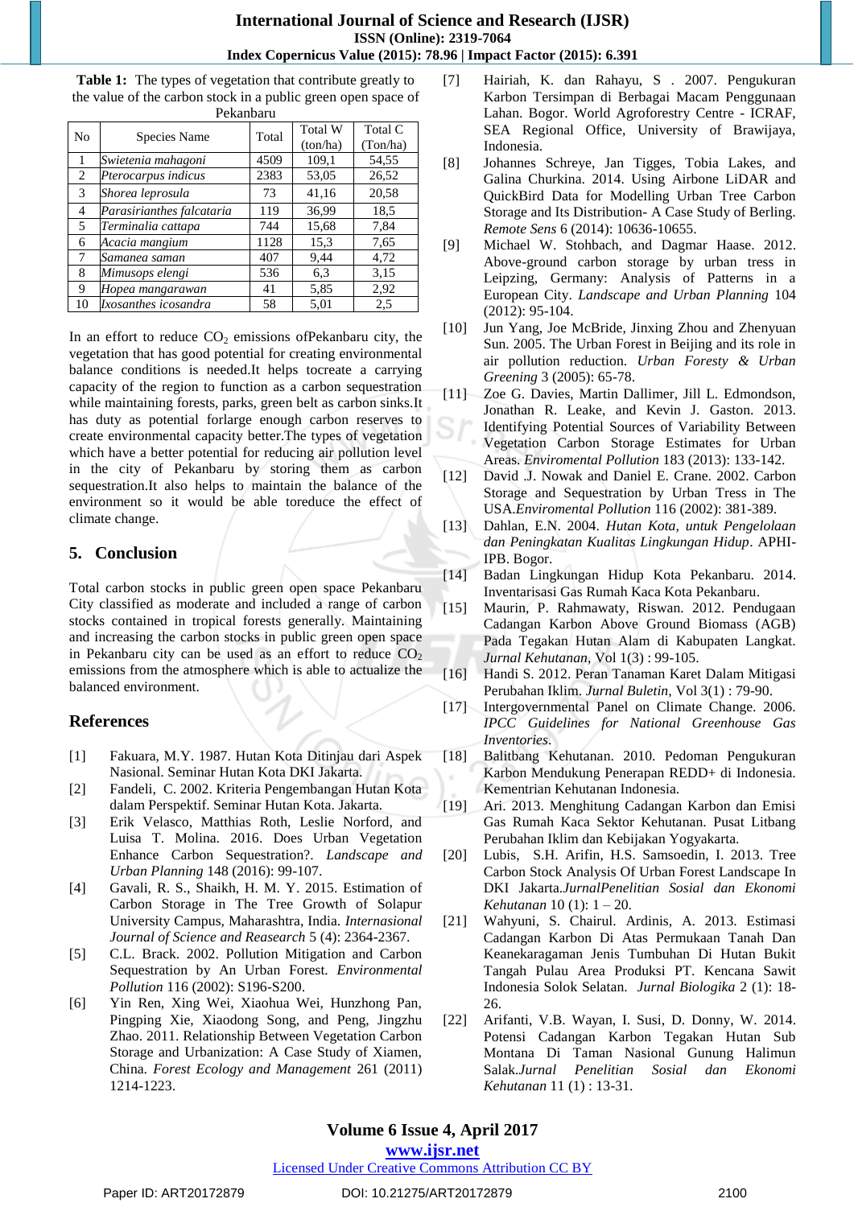**Table 1:** The types of vegetation that contribute greatly to the value of the carbon stock in a public green open space of Pekanbaru

| No | Species Name | Total | Total W (ton/ha) | Total C (Ton/ha) |
|---|---|---|---|---|
| 1 | *Swietenia mahagoni* | 4509 | 109,1 | 54,55 |
| 2 | *Pterocarpus indicus* | 2383 | 53,05 | 26,52 |
| 3 | *Shorea leprosula* | 73 | 41,16 | 20,58 |
| 4 | *Parasirianthes falcataria* | 119 | 36,99 | 18,5 |
| 5 | *Terminalia cattapa* | 744 | 15,68 | 7,84 |
| 6 | *Acacia mangium* | 1128 | 15,3 | 7,65 |
| 7 | *Samanea saman* | 407 | 9,44 | 4,72 |
| 8 | *Mimusops elengi* | 536 | 6,3 | 3,15 |
| 9 | *Hopea mangarawan* | 41 | 5,85 | 2,92 |
| 10 | *Ixosanthes icosandra* | 58 | 5,01 | 2,5 |

In an effort to reduce $CO_2$ emissions ofPekanbaru city, the vegetation that has good potential for creating environmental balance conditions is needed.It helps tocreate a carrying capacity of the region to function as a carbon sequestration while maintaining forests, parks, green belt as carbon sinks.It has duty as potential forlarge enough carbon reserves to create environmental capacity better.The types of vegetation which have a better potential for reducing air pollution level in the city of Pekanbaru by storing them as carbon sequestration.It also helps to maintain the balance of the environment so it would be able toreduce the effect of climate change.

## 5. Conclusion

Total carbon stocks in public green open space Pekanbaru City classified as moderate and included a range of carbon stocks contained in tropical forests generally. Maintaining and increasing the carbon stocks in public green open space in Pekanbaru city can be used as an effort to reduce $CO_2$ emissions from the atmosphere which is able to actualize the balanced environment.

## References

[1] Fakuara, M.Y. 1987. Hutan Kota Ditinjau dari Aspek Nasional. Seminar Hutan Kota DKI Jakarta.

[2] Fandeli, C. 2002. Kriteria Pengembangan Hutan Kota dalam Perspektif. Seminar Hutan Kota. Jakarta.

[3] Erik Velasco, Matthias Roth, Leslie Norford, and Luisa T. Molina. 2016. Does Urban Vegetation Enhance Carbon Sequestration?. *Landscape and Urban Planning* 148 (2016): 99-107.

[4] Gavali, R. S., Shaikh, H. M. Y. 2015. Estimation of Carbon Storage in The Tree Growth of Solapur University Campus, Maharashtra, India. *Internasional Journal of Science and Reasearch* 5 (4): 2364-2367.

[5] C.L. Brack. 2002. Pollution Mitigation and Carbon Sequestration by An Urban Forest. *Environmental Pollution* 116 (2002): S196-S200.

[6] Yin Ren, Xing Wei, Xiaohua Wei, Hunzhong Pan, Pingping Xie, Xiaodong Song, and Peng, Jingzhu Zhao. 2011. Relationship Between Vegetation Carbon Storage and Urbanization: A Case Study of Xiamen, China. *Forest Ecology and Management* 261 (2011) 1214-1223.

[7] Hairiah, K. dan Rahayu, S . 2007. Pengukuran Karbon Tersimpan di Berbagai Macam Penggunaan Lahan. Bogor. World Agroforestry Centre - ICRAF, SEA Regional Office, University of Brawijaya, Indonesia.

[8] Johannes Schreye, Jan Tigges, Tobia Lakes, and Galina Churkina. 2014. Using Airbone LiDAR and QuickBird Data for Modelling Urban Tree Carbon Storage and Its Distribution- A Case Study of Berling. *Remote Sens* 6 (2014): 10636-10655.

[9] Michael W. Stohbach, and Dagmar Haase. 2012. Above-ground carbon storage by urban tress in Leipzing, Germany: Analysis of Patterns in a European City. *Landscape and Urban Planning* 104 (2012): 95-104.

[10] Jun Yang, Joe McBride, Jinxing Zhou and Zhenyuan Sun. 2005. The Urban Forest in Beijing and its role in air pollution reduction. *Urban Foresty & Urban Greening* 3 (2005): 65-78.

[11] Zoe G. Davies, Martin Dallimer, Jill L. Edmondson, Jonathan R. Leake, and Kevin J. Gaston. 2013. Identifying Potential Sources of Variability Between Vegetation Carbon Storage Estimates for Urban Areas. *Enviromental Pollution* 183 (2013): 133-142.

[12] David .J. Nowak and Daniel E. Crane. 2002. Carbon Storage and Sequestration by Urban Tress in The USA.*Enviromental Pollution* 116 (2002): 381-389.

[13] Dahlan, E.N. 2004. *Hutan Kota, untuk Pengelolaan dan Peningkatan Kualitas Lingkungan Hidup*. APHI-IPB. Bogor.

[14] Badan Lingkungan Hidup Kota Pekanbaru. 2014. Inventarisasi Gas Rumah Kaca Kota Pekanbaru.

[15] Maurin, P. Rahmawaty, Riswan. 2012. Pendugaan Cadangan Karbon Above Ground Biomass (AGB) Pada Tegakan Hutan Alam di Kabupaten Langkat. *Jurnal Kehutanan*, Vol 1(3) : 99-105.

[16] Handi S. 2012. Peran Tanaman Karet Dalam Mitigasi Perubahan Iklim. *Jurnal Buletin*, Vol 3(1) : 79-90.

[17] Intergovernmental Panel on Climate Change. 2006. *IPCC Guidelines for National Greenhouse Gas Inventories*.

[18] Balitbang Kehutanan. 2010. Pedoman Pengukuran Karbon Mendukung Penerapan REDD+ di Indonesia. Kementrian Kehutanan Indonesia.

[19] Ari. 2013. Menghitung Cadangan Karbon dan Emisi Gas Rumah Kaca Sektor Kehutanan. Pusat Litbang Perubahan Iklim dan Kebijakan Yogyakarta.

[20] Lubis, S.H. Arifin, H.S. Samsoedin, I. 2013. Tree Carbon Stock Analysis Of Urban Forest Landscape In DKI Jakarta.*JurnalPenelitian Sosial dan Ekonomi Kehutanan* 10 (1): 1 – 20.

[21] Wahyuni, S. Chairul. Ardinis, A. 2013. Estimasi Cadangan Karbon Di Atas Permukaan Tanah Dan Keanekaragaman Jenis Tumbuhan Di Hutan Bukit Tangah Pulau Area Produksi PT. Kencana Sawit Indonesia Solok Selatan. *Jurnal Biologika* 2 (1): 18-26.

[22] Arifanti, V.B. Wayan, I. Susi, D. Donny, W. 2014. Potensi Cadangan Karbon Tegakan Hutan Sub Montana Di Taman Nasional Gunung Halimun Salak.*Jurnal Penelitian Sosial dan Ekonomi Kehutanan* 11 (1) : 13-31.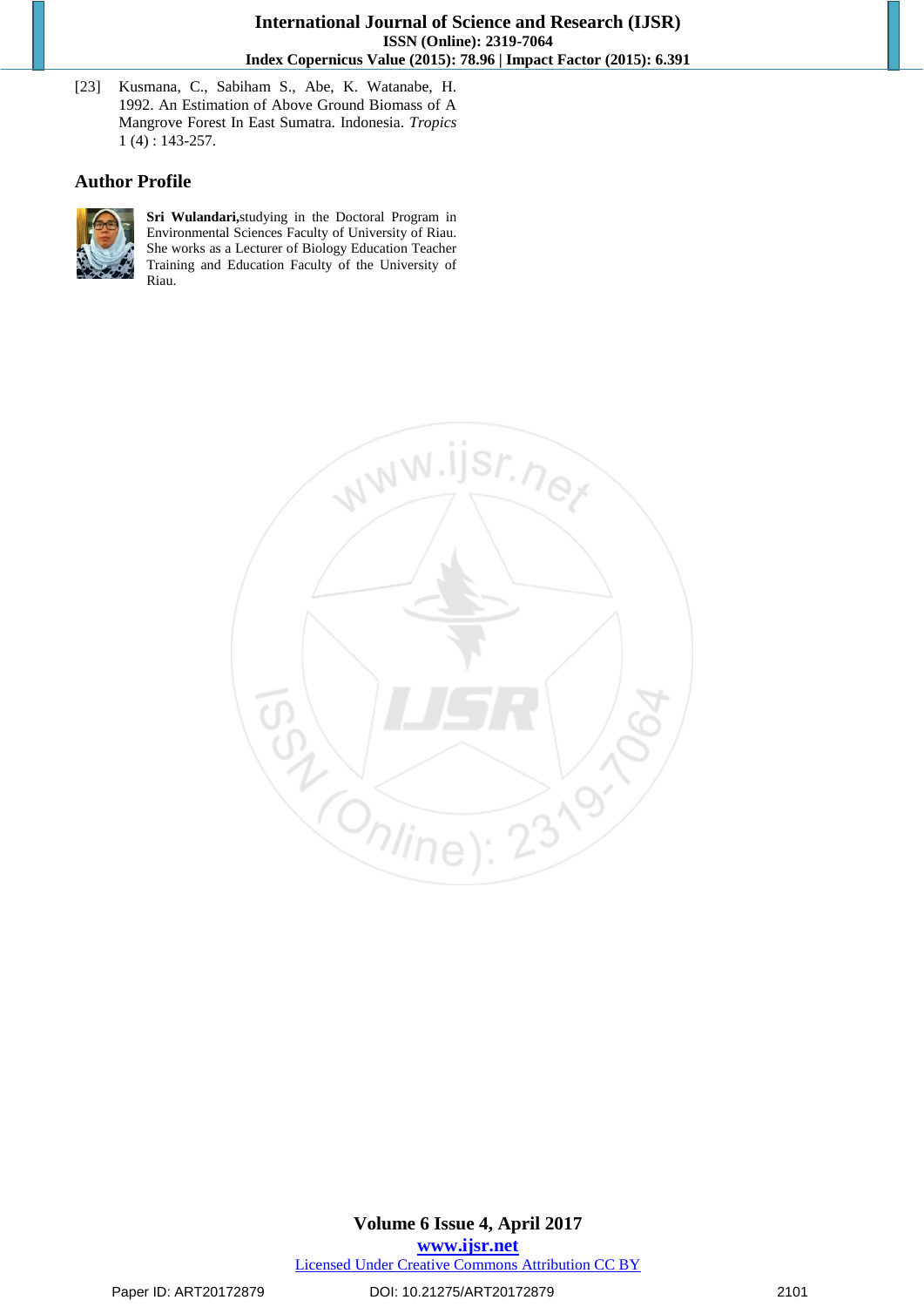[23] Kusmana, C., Sabiham S., Abe, K. Watanabe, H. 1992. An Estimation of Above Ground Biomass of A Mangrove Forest In East Sumatra. Indonesia. *Tropics* 1 (4) : 143-257.

## Author Profile

**Sri Wulandari,**studying in the Doctoral Program in Environmental Sciences Faculty of University of Riau. She works as a Lecturer of Biology Education Teacher Training and Education Faculty of the University of Riau.